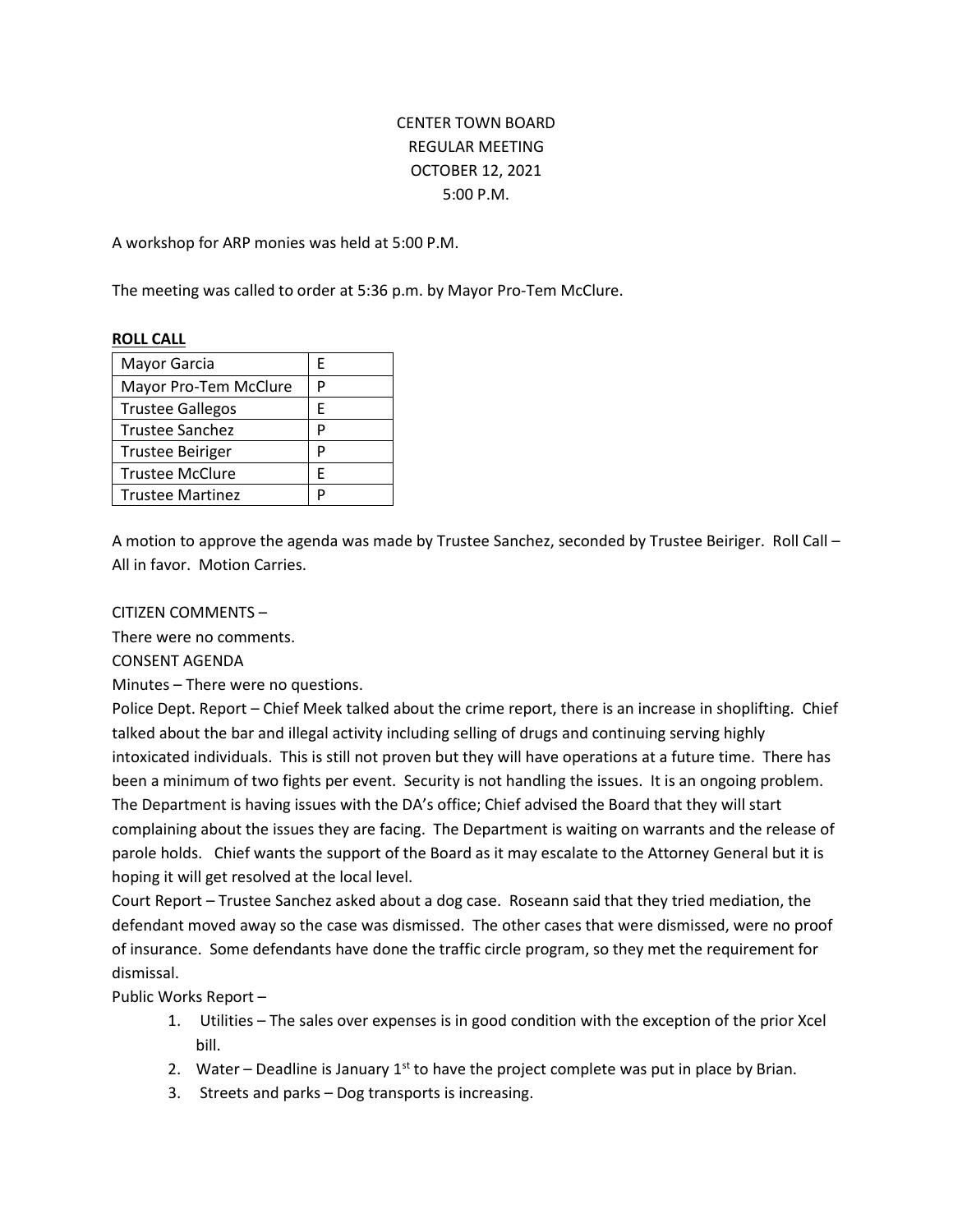CENTER TOWN BOARD
REGULAR MEETING
OCTOBER 12, 2021
5:00 P.M.

A workshop for ARP monies was held at 5:00 P.M.

The meeting was called to order at 5:36 p.m. by Mayor Pro-Tem McClure.

**ROLL CALL**

| | |
|---|---|
| Mayor Garcia | E |
| Mayor Pro-Tem McClure | P |
| Trustee Gallegos | E |
| Trustee Sanchez | P |
| Trustee Beiriger | P |
| Trustee McClure | E |
| Trustee Martinez | P |

A motion to approve the agenda was made by Trustee Sanchez, seconded by Trustee Beiriger. Roll Call – All in favor. Motion Carries.

CITIZEN COMMENTS –

There were no comments.

CONSENT AGENDA

Minutes – There were no questions.

Police Dept. Report – Chief Meek talked about the crime report, there is an increase in shoplifting. Chief talked about the bar and illegal activity including selling of drugs and continuing serving highly intoxicated individuals. This is still not proven but they will have operations at a future time. There has been a minimum of two fights per event. Security is not handling the issues. It is an ongoing problem. The Department is having issues with the DA's office; Chief advised the Board that they will start complaining about the issues they are facing. The Department is waiting on warrants and the release of parole holds. Chief wants the support of the Board as it may escalate to the Attorney General but it is hoping it will get resolved at the local level.

Court Report – Trustee Sanchez asked about a dog case. Roseann said that they tried mediation, the defendant moved away so the case was dismissed. The other cases that were dismissed, were no proof of insurance. Some defendants have done the traffic circle program, so they met the requirement for dismissal.

Public Works Report –

1. Utilities – The sales over expenses is in good condition with the exception of the prior Xcel bill.
2. Water – Deadline is January 1st to have the project complete was put in place by Brian.
3. Streets and parks – Dog transports is increasing.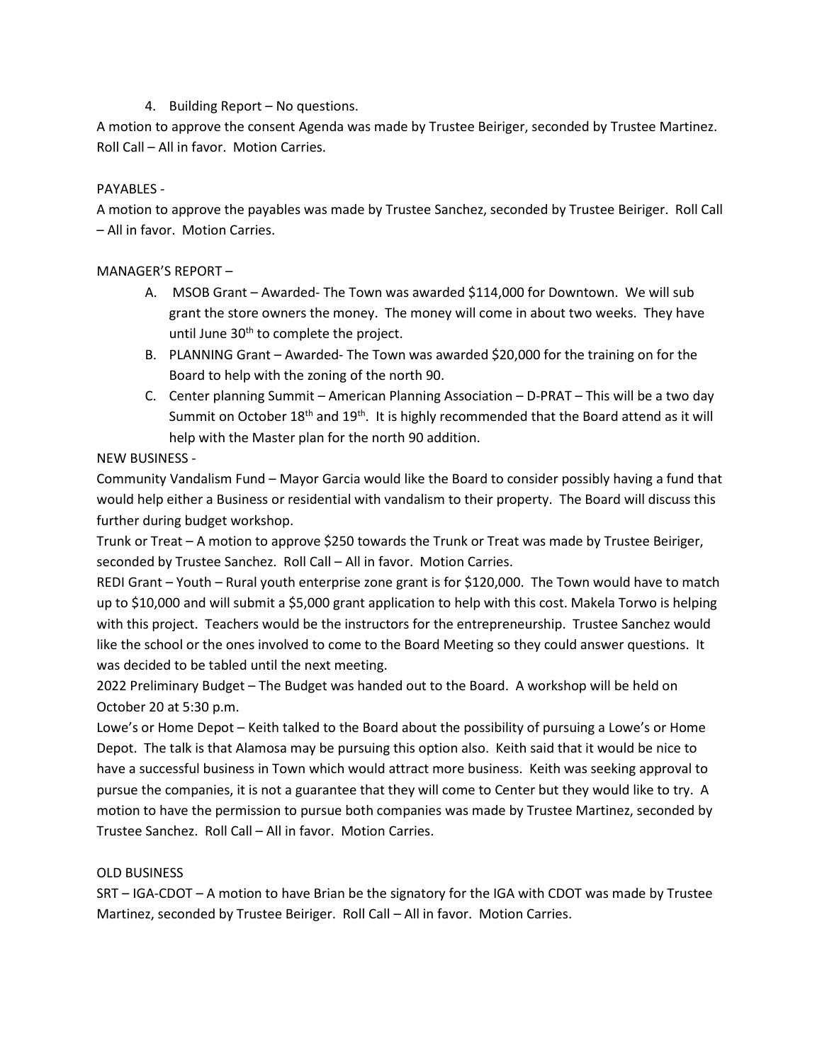4. Building Report – No questions.

A motion to approve the consent Agenda was made by Trustee Beiriger, seconded by Trustee Martinez. Roll Call – All in favor. Motion Carries.

PAYABLES -

A motion to approve the payables was made by Trustee Sanchez, seconded by Trustee Beiriger. Roll Call – All in favor. Motion Carries.

MANAGER'S REPORT –

A. MSOB Grant – Awarded- The Town was awarded $114,000 for Downtown. We will sub grant the store owners the money. The money will come in about two weeks. They have until June 30th to complete the project.
B. PLANNING Grant – Awarded- The Town was awarded $20,000 for the training on for the Board to help with the zoning of the north 90.
C. Center planning Summit – American Planning Association – D-PRAT – This will be a two day Summit on October 18th and 19th. It is highly recommended that the Board attend as it will help with the Master plan for the north 90 addition.

NEW BUSINESS -

Community Vandalism Fund – Mayor Garcia would like the Board to consider possibly having a fund that would help either a Business or residential with vandalism to their property. The Board will discuss this further during budget workshop.

Trunk or Treat – A motion to approve $250 towards the Trunk or Treat was made by Trustee Beiriger, seconded by Trustee Sanchez. Roll Call – All in favor. Motion Carries.

REDI Grant – Youth – Rural youth enterprise zone grant is for $120,000. The Town would have to match up to $10,000 and will submit a $5,000 grant application to help with this cost. Makela Torwo is helping with this project. Teachers would be the instructors for the entrepreneurship. Trustee Sanchez would like the school or the ones involved to come to the Board Meeting so they could answer questions. It was decided to be tabled until the next meeting.

2022 Preliminary Budget – The Budget was handed out to the Board. A workshop will be held on October 20 at 5:30 p.m.

Lowe's or Home Depot – Keith talked to the Board about the possibility of pursuing a Lowe's or Home Depot. The talk is that Alamosa may be pursuing this option also. Keith said that it would be nice to have a successful business in Town which would attract more business. Keith was seeking approval to pursue the companies, it is not a guarantee that they will come to Center but they would like to try. A motion to have the permission to pursue both companies was made by Trustee Martinez, seconded by Trustee Sanchez. Roll Call – All in favor. Motion Carries.

OLD BUSINESS

SRT – IGA-CDOT – A motion to have Brian be the signatory for the IGA with CDOT was made by Trustee Martinez, seconded by Trustee Beiriger. Roll Call – All in favor. Motion Carries.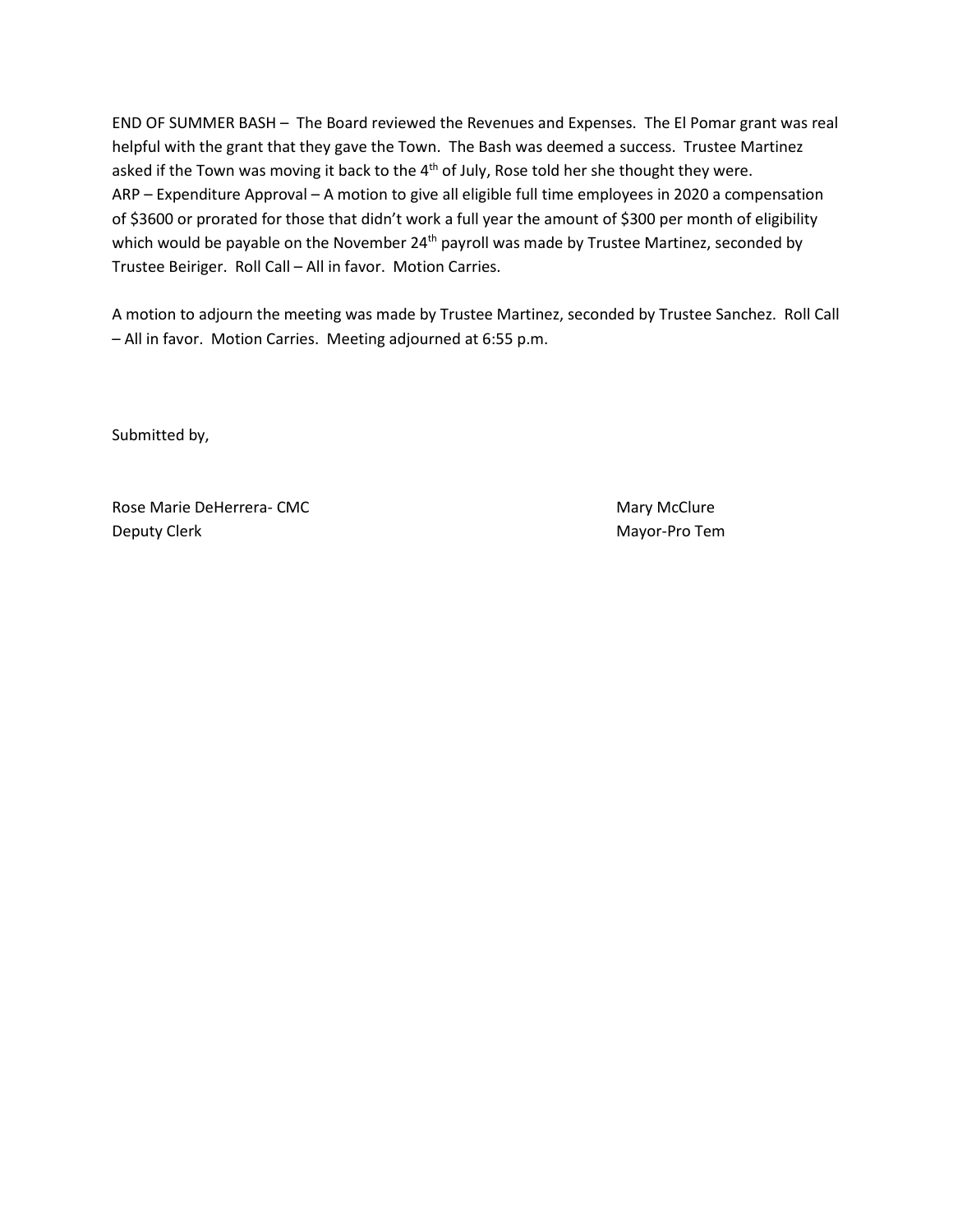END OF SUMMER BASH – The Board reviewed the Revenues and Expenses. The El Pomar grant was real helpful with the grant that they gave the Town. The Bash was deemed a success. Trustee Martinez asked if the Town was moving it back to the 4th of July, Rose told her she thought they were.

ARP – Expenditure Approval – A motion to give all eligible full time employees in 2020 a compensation of $3600 or prorated for those that didn't work a full year the amount of $300 per month of eligibility which would be payable on the November 24th payroll was made by Trustee Martinez, seconded by Trustee Beiriger. Roll Call – All in favor. Motion Carries.

A motion to adjourn the meeting was made by Trustee Martinez, seconded by Trustee Sanchez. Roll Call – All in favor. Motion Carries. Meeting adjourned at 6:55 p.m.

Submitted by,

Rose Marie DeHerrera- CMC
Deputy Clerk

Mary McClure
Mayor-Pro Tem